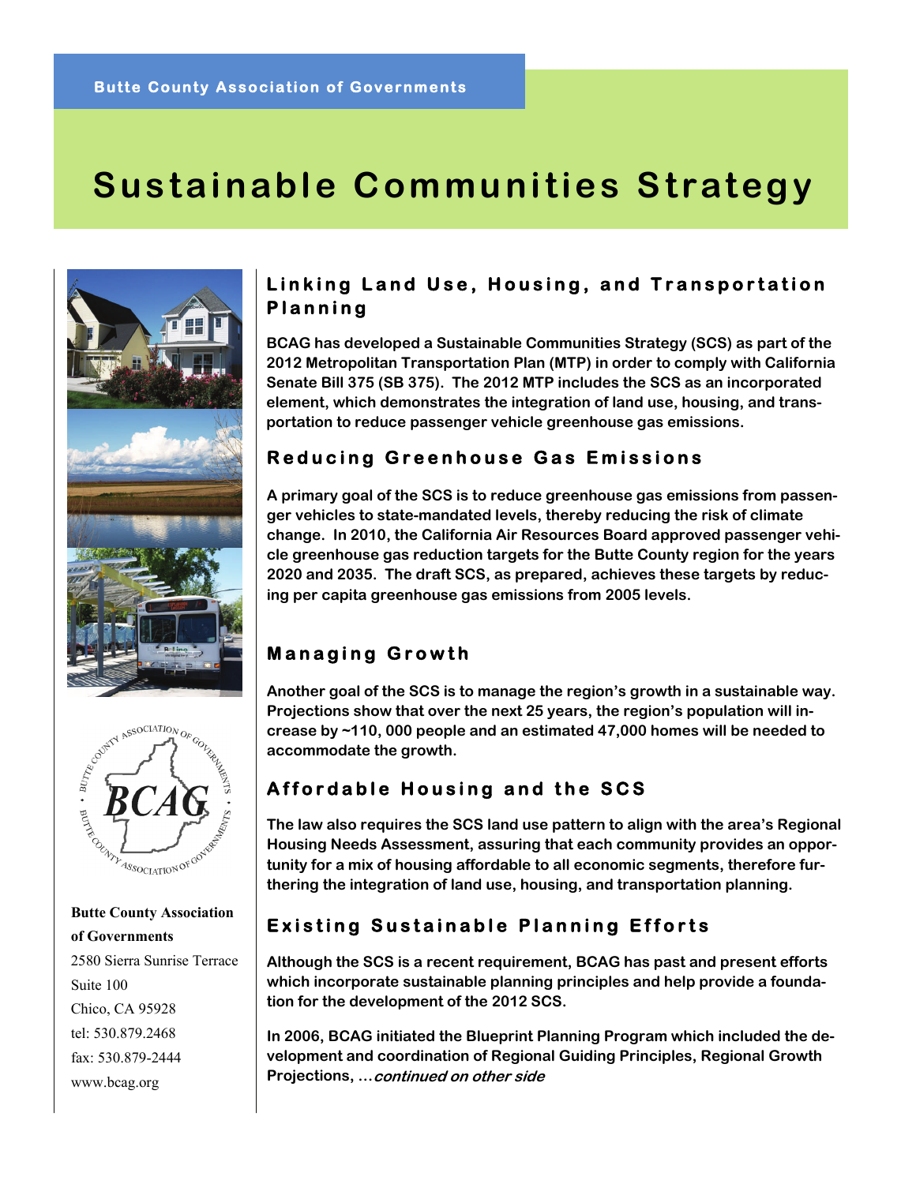Butte County Association of Governments

# Sustainable Communities Strategy

## Linking Land Use, Housing, and Transportation Planning

**BCAG has developed a Sustainable Communities Strategy (SCS) as part of the 2012 Metropolitan Transportation Plan (MTP) in order to comply with California Senate Bill 375 (SB 375). The 2012 MTP includes the SCS as an incorporated element, which demonstrates the integration of land use, housing, and transportation to reduce passenger vehicle greenhouse gas emissions.**

## Reducing Greenhouse Gas Emissions

**A primary goal of the SCS is to reduce greenhouse gas emissions from passenger vehicles to state-mandated levels, thereby reducing the risk of climate change. In 2010, the California Air Resources Board approved passenger vehicle greenhouse gas reduction targets for the Butte County region for the years 2020 and 2035. The draft SCS, as prepared, achieves these targets by reducing per capita greenhouse gas emissions from 2005 levels.**

## Managing Growth

**Another goal of the SCS is to manage the region's growth in a sustainable way. Projections show that over the next 25 years, the region's population will increase by ~110, 000 people and an estimated 47,000 homes will be needed to accommodate the growth.**

## Affordable Housing and the SCS

**The law also requires the SCS land use pattern to align with the area's Regional Housing Needs Assessment, assuring that each community provides an opportunity for a mix of housing affordable to all economic segments, therefore furthering the integration of land use, housing, and transportation planning.**

## Existing Sustainable Planning Efforts

**Although the SCS is a recent requirement, BCAG has past and present efforts which incorporate sustainable planning principles and help provide a foundation for the development of the 2012 SCS.**

**In 2006, BCAG initiated the Blueprint Planning Program which included the development and coordination of Regional Guiding Principles, Regional Growth Projections, ...*continued on other side***

**Butte County Association of Governments**
2580 Sierra Sunrise Terrace
Suite 100
Chico, CA 95928
tel: 530.879.2468
fax: 530.879-2444
www.bcag.org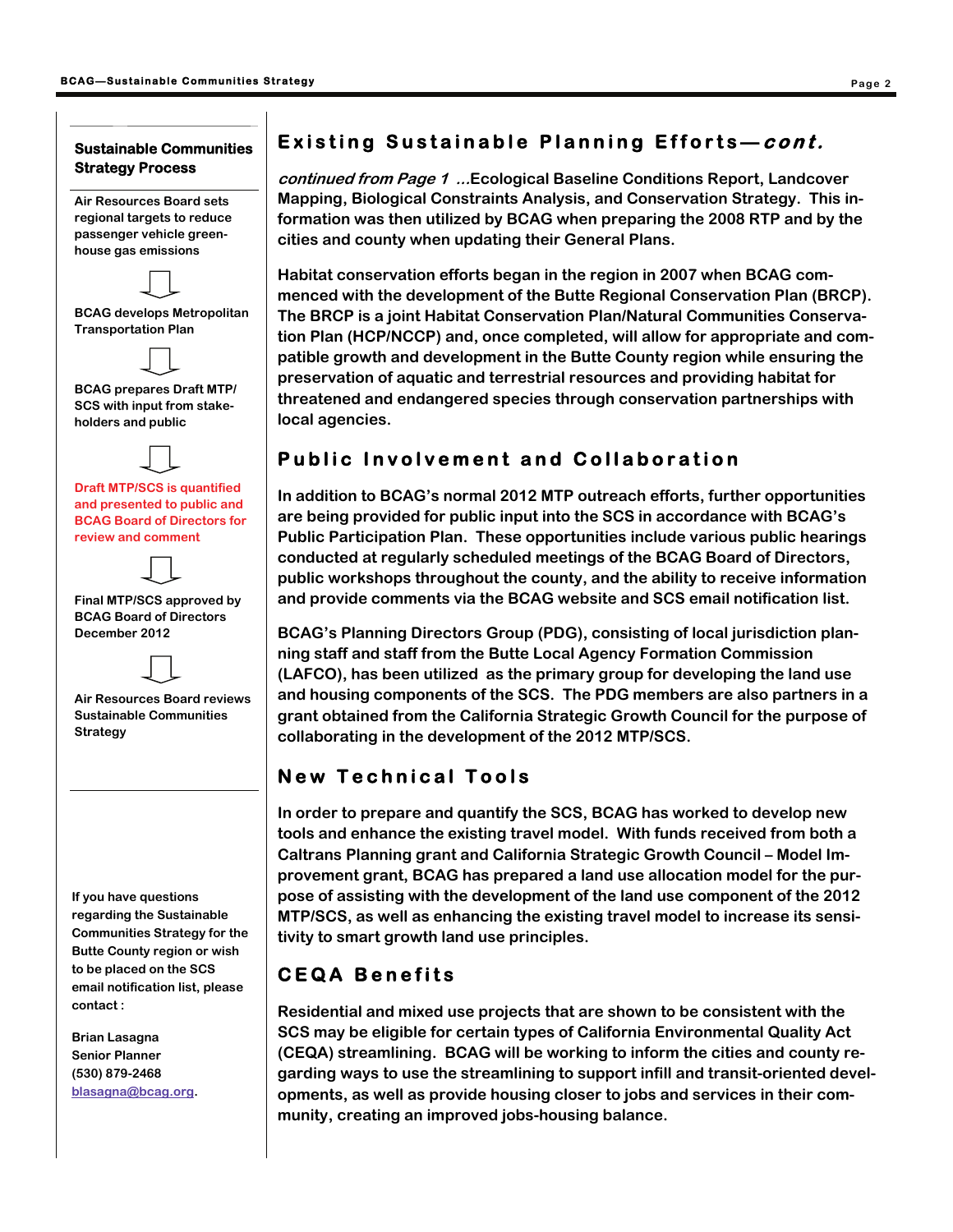## Existing Sustainable Planning Efforts—*cont.*

*continued from Page 1 ...*Ecological Baseline Conditions Report, Landcover Mapping, Biological Constraints Analysis, and Conservation Strategy. This information was then utilized by BCAG when preparing the 2008 RTP and by the cities and county when updating their General Plans.

Habitat conservation efforts began in the region in 2007 when BCAG commenced with the development of the Butte Regional Conservation Plan (BRCP). The BRCP is a joint Habitat Conservation Plan/Natural Communities Conservation Plan (HCP/NCCP) and, once completed, will allow for appropriate and compatible growth and development in the Butte County region while ensuring the preservation of aquatic and terrestrial resources and providing habitat for threatened and endangered species through conservation partnerships with local agencies.

## Public Involvement and Collaboration

In addition to BCAG's normal 2012 MTP outreach efforts, further opportunities are being provided for public input into the SCS in accordance with BCAG's Public Participation Plan. These opportunities include various public hearings conducted at regularly scheduled meetings of the BCAG Board of Directors, public workshops throughout the county, and the ability to receive information and provide comments via the BCAG website and SCS email notification list.

BCAG's Planning Directors Group (PDG), consisting of local jurisdiction planning staff and staff from the Butte Local Agency Formation Commission (LAFCO), has been utilized as the primary group for developing the land use and housing components of the SCS. The PDG members are also partners in a grant obtained from the California Strategic Growth Council for the purpose of collaborating in the development of the 2012 MTP/SCS.

## New Technical Tools

In order to prepare and quantify the SCS, BCAG has worked to develop new tools and enhance the existing travel model. With funds received from both a Caltrans Planning grant and California Strategic Growth Council – Model Improvement grant, BCAG has prepared a land use allocation model for the purpose of assisting with the development of the land use component of the 2012 MTP/SCS, as well as enhancing the existing travel model to increase its sensitivity to smart growth land use principles.

## CEQA Benefits

Residential and mixed use projects that are shown to be consistent with the SCS may be eligible for certain types of California Environmental Quality Act (CEQA) streamlining. BCAG will be working to inform the cities and county regarding ways to use the streamlining to support infill and transit-oriented developments, as well as provide housing closer to jobs and services in their community, creating an improved jobs-housing balance.

### Sustainable Communities Strategy Process

Air Resources Board sets regional targets to reduce passenger vehicle greenhouse gas emissions

↓

BCAG develops Metropolitan Transportation Plan

↓

BCAG prepares Draft MTP/SCS with input from stakeholders and public

↓

Draft MTP/SCS is quantified and presented to public and BCAG Board of Directors for review and comment

↓

Final MTP/SCS approved by BCAG Board of Directors December 2012

↓

Air Resources Board reviews Sustainable Communities Strategy

---

If you have questions regarding the Sustainable Communities Strategy for the Butte County region or wish to be placed on the SCS email notification list, please contact :

Brian Lasagna
Senior Planner
(530) 879-2468
blasagna@bcag.org.